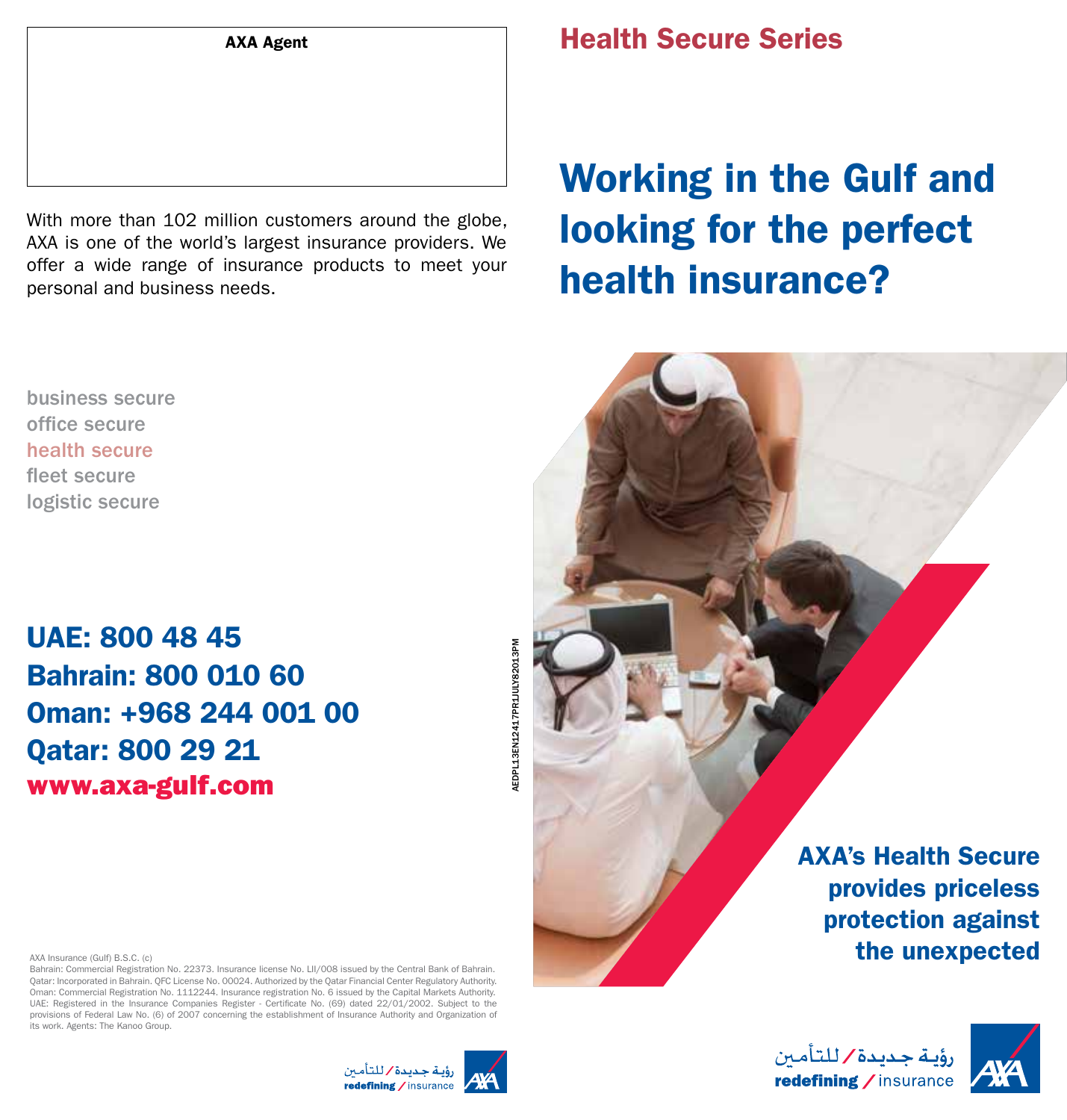**AXA Agent**

With more than 102 million customers around the globe, AXA is one of the world's largest insurance providers. We offer a wide range of insurance products to meet your personal and business needs.

business secure
office secure
health secure
fleet secure
logistic secure

## UAE: 800 48 45
## Bahrain: 800 010 60
## Oman: +968 244 001 00
## Qatar: 800 29 21
## www.axa-gulf.com

AEDPL13EN12417PR1JULY82013PM

AXA Insurance (Gulf) B.S.C. (c)
Bahrain: Commercial Registration No. 22373. Insurance license No. LII/008 issued by the Central Bank of Bahrain.
Qatar: Incorporated in Bahrain. QFC License No. 00024. Authorized by the Qatar Financial Center Regulatory Authority.
Oman: Commercial Registration No. 1112244. Insurance registration No. 6 issued by the Capital Markets Authority.
UAE: Registered in the Insurance Companies Register - Certificate No. (69) dated 22/01/2002. Subject to the provisions of Federal Law No. (6) of 2007 concerning the establishment of Insurance Authority and Organization of its work. Agents: The Kanoo Group.

رؤية جديدة / للتأمين
redefining / insurance

AXA

## Health Secure Series

# Working in the Gulf and looking for the perfect health insurance?

**AXA's Health Secure provides priceless protection against the unexpected**

رؤية جديدة / للتأمين
redefining / insurance

AXA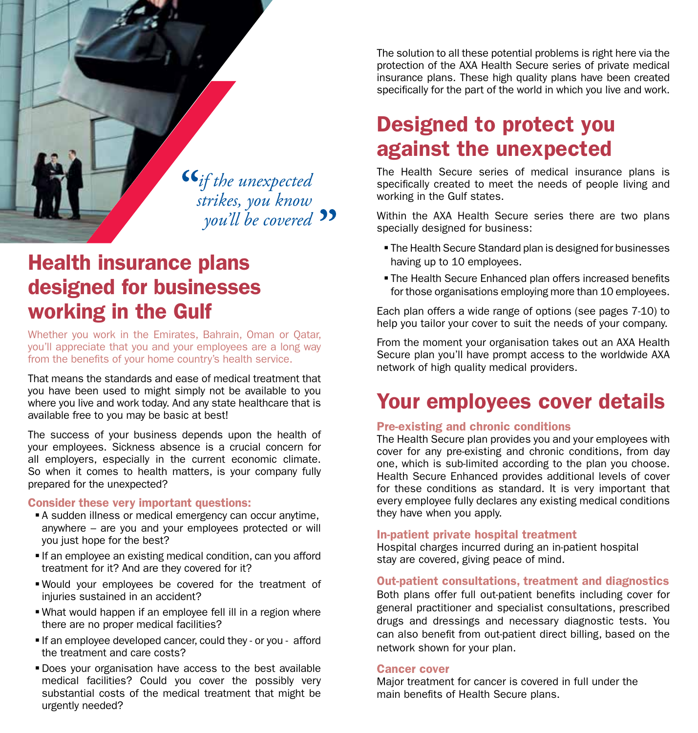*"if the unexpected strikes, you know you'll be covered"*

## Health insurance plans designed for businesses working in the Gulf

Whether you work in the Emirates, Bahrain, Oman or Qatar, you'll appreciate that you and your employees are a long way from the benefits of your home country's health service.

That means the standards and ease of medical treatment that you have been used to might simply not be available to you where you live and work today. And any state healthcare that is available free to you may be basic at best!

The success of your business depends upon the health of your employees. Sickness absence is a crucial concern for all employers, especially in the current economic climate. So when it comes to health matters, is your company fully prepared for the unexpected?

### Consider these very important questions:

- A sudden illness or medical emergency can occur anytime, anywhere – are you and your employees protected or will you just hope for the best?
- If an employee an existing medical condition, can you afford treatment for it? And are they covered for it?
- Would your employees be covered for the treatment of injuries sustained in an accident?
- What would happen if an employee fell ill in a region where there are no proper medical facilities?
- If an employee developed cancer, could they - or you - afford the treatment and care costs?
- Does your organisation have access to the best available medical facilities? Could you cover the possibly very substantial costs of the medical treatment that might be urgently needed?

The solution to all these potential problems is right here via the protection of the AXA Health Secure series of private medical insurance plans. These high quality plans have been created specifically for the part of the world in which you live and work.

## Designed to protect you against the unexpected

The Health Secure series of medical insurance plans is specifically created to meet the needs of people living and working in the Gulf states.

Within the AXA Health Secure series there are two plans specially designed for business:

- The Health Secure Standard plan is designed for businesses having up to 10 employees.
- The Health Secure Enhanced plan offers increased benefits for those organisations employing more than 10 employees.

Each plan offers a wide range of options (see pages 7-10) to help you tailor your cover to suit the needs of your company.

From the moment your organisation takes out an AXA Health Secure plan you'll have prompt access to the worldwide AXA network of high quality medical providers.

## Your employees cover details

### Pre-existing and chronic conditions

The Health Secure plan provides you and your employees with cover for any pre-existing and chronic conditions, from day one, which is sub-limited according to the plan you choose. Health Secure Enhanced provides additional levels of cover for these conditions as standard. It is very important that every employee fully declares any existing medical conditions they have when you apply.

### In-patient private hospital treatment

Hospital charges incurred during an in-patient hospital stay are covered, giving peace of mind.

### Out-patient consultations, treatment and diagnostics

Both plans offer full out-patient benefits including cover for general practitioner and specialist consultations, prescribed drugs and dressings and necessary diagnostic tests. You can also benefit from out-patient direct billing, based on the network shown for your plan.

### Cancer cover

Major treatment for cancer is covered in full under the main benefits of Health Secure plans.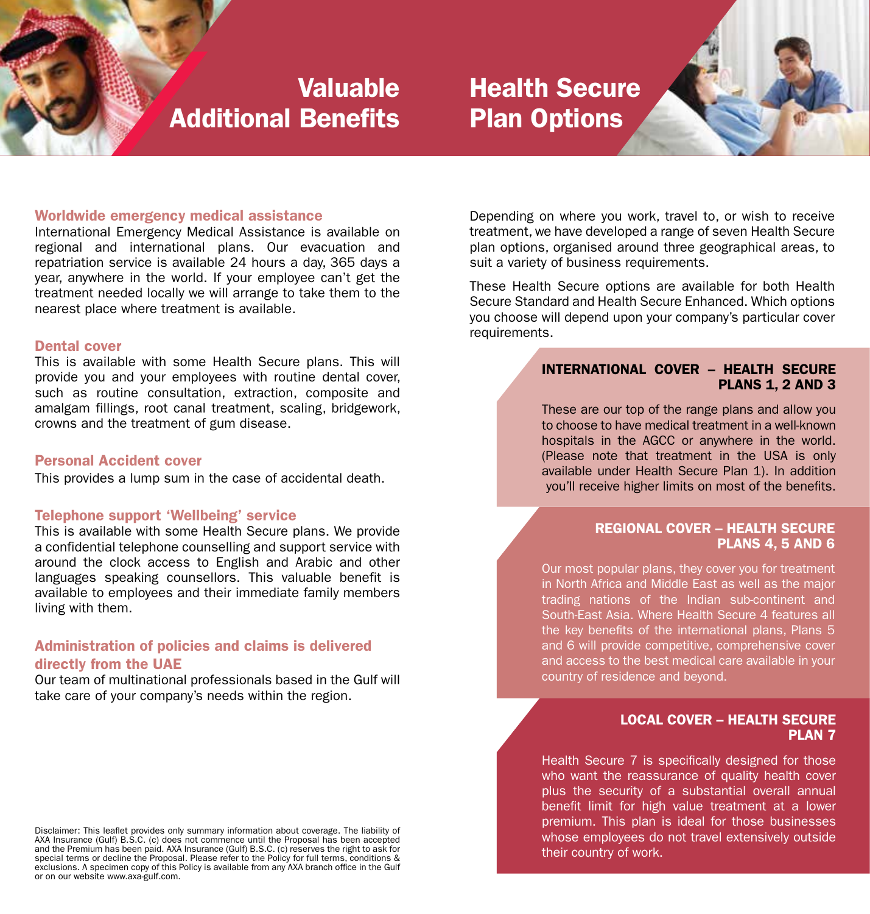# Valuable Additional Benefits

### Worldwide emergency medical assistance

International Emergency Medical Assistance is available on regional and international plans. Our evacuation and repatriation service is available 24 hours a day, 365 days a year, anywhere in the world. If your employee can't get the treatment needed locally we will arrange to take them to the nearest place where treatment is available.

### Dental cover

This is available with some Health Secure plans. This will provide you and your employees with routine dental cover, such as routine consultation, extraction, composite and amalgam fillings, root canal treatment, scaling, bridgework, crowns and the treatment of gum disease.

### Personal Accident cover

This provides a lump sum in the case of accidental death.

### Telephone support 'Wellbeing' service

This is available with some Health Secure plans. We provide a confidential telephone counselling and support service with around the clock access to English and Arabic and other languages speaking counsellors. This valuable benefit is available to employees and their immediate family members living with them.

### Administration of policies and claims is delivered directly from the UAE

Our team of multinational professionals based in the Gulf will take care of your company's needs within the region.

Disclaimer: This leaflet provides only summary information about coverage. The liability of AXA Insurance (Gulf) B.S.C. (c) does not commence until the Proposal has been accepted and the Premium has been paid. AXA Insurance (Gulf) B.S.C. (c) reserves the right to ask for special terms or decline the Proposal. Please refer to the Policy for full terms, conditions & exclusions. A specimen copy of this Policy is available from any AXA branch office in the Gulf or on our website www.axa-gulf.com.

# Health Secure Plan Options

Depending on where you work, travel to, or wish to receive treatment, we have developed a range of seven Health Secure plan options, organised around three geographical areas, to suit a variety of business requirements.

These Health Secure options are available for both Health Secure Standard and Health Secure Enhanced. Which options you choose will depend upon your company's particular cover requirements.

### INTERNATIONAL COVER – HEALTH SECURE PLANS 1, 2 AND 3

These are our top of the range plans and allow you to choose to have medical treatment in a well-known hospitals in the AGCC or anywhere in the world. (Please note that treatment in the USA is only available under Health Secure Plan 1). In addition you'll receive higher limits on most of the benefits.

### REGIONAL COVER – HEALTH SECURE PLANS 4, 5 AND 6

Our most popular plans, they cover you for treatment in North Africa and Middle East as well as the major trading nations of the Indian sub-continent and South-East Asia. Where Health Secure 4 features all the key benefits of the international plans, Plans 5 and 6 will provide competitive, comprehensive cover and access to the best medical care available in your country of residence and beyond.

### LOCAL COVER – HEALTH SECURE PLAN 7

Health Secure 7 is specifically designed for those who want the reassurance of quality health cover plus the security of a substantial overall annual benefit limit for high value treatment at a lower premium. This plan is ideal for those businesses whose employees do not travel extensively outside their country of work.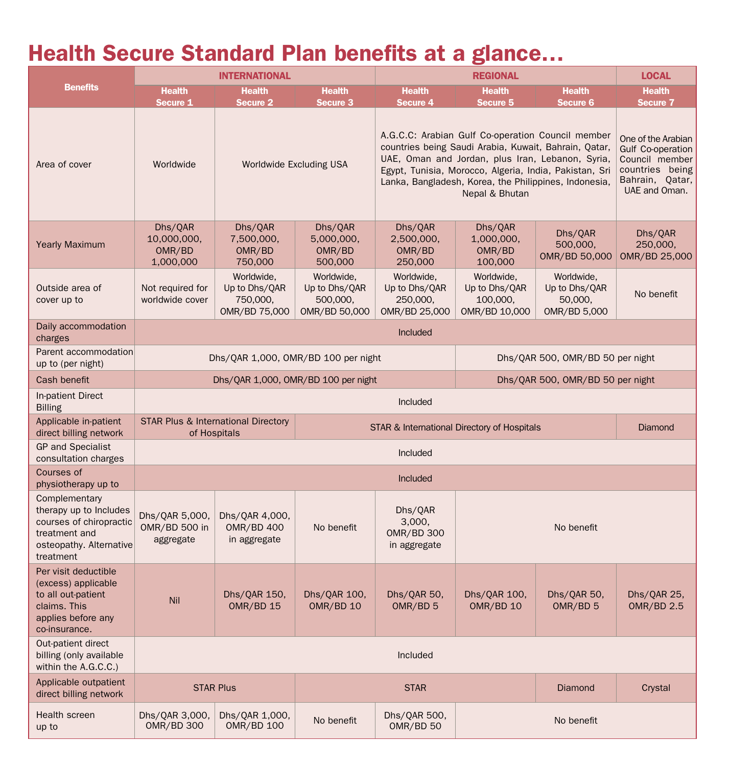# Health Secure Standard Plan benefits at a glance...

| Benefits | INTERNATIONAL | | | REGIONAL | | | LOCAL |
|---|---|---|---|---|---|---|---|
| | Health Secure 1 | Health Secure 2 | Health Secure 3 | Health Secure 4 | Health Secure 5 | Health Secure 6 | Health Secure 7 |
| Area of cover | Worldwide | Worldwide Excluding USA | | A.G.C.C: Arabian Gulf Co-operation Council member countries being Saudi Arabia, Kuwait, Bahrain, Qatar, UAE, Oman and Jordan, plus Iran, Lebanon, Syria, Egypt, Tunisia, Morocco, Algeria, India, Pakistan, Sri Lanka, Bangladesh, Korea, the Philippines, Indonesia, Nepal & Bhutan | | | One of the Arabian Gulf Co-operation Council member countries being Bahrain, Qatar, UAE and Oman. |
| Yearly Maximum | Dhs/QAR 10,000,000, OMR/BD 1,000,000 | Dhs/QAR 7,500,000, OMR/BD 750,000 | Dhs/QAR 5,000,000, OMR/BD 500,000 | Dhs/QAR 2,500,000, OMR/BD 250,000 | Dhs/QAR 1,000,000, OMR/BD 100,000 | Dhs/QAR 500,000, OMR/BD 50,000 | Dhs/QAR 250,000, OMR/BD 25,000 |
| Outside area of cover up to | Not required for worldwide cover | Worldwide, Up to Dhs/QAR 750,000, OMR/BD 75,000 | Worldwide, Up to Dhs/QAR 500,000, OMR/BD 50,000 | Worldwide, Up to Dhs/QAR 250,000, OMR/BD 25,000 | Worldwide, Up to Dhs/QAR 100,000, OMR/BD 10,000 | Worldwide, Up to Dhs/QAR 50,000, OMR/BD 5,000 | No benefit |
| Daily accommodation charges | Included | | | | | | |
| Parent accommodation up to (per night) | Dhs/QAR 1,000, OMR/BD 100 per night | | | | Dhs/QAR 500, OMR/BD 50 per night | | |
| Cash benefit | Dhs/QAR 1,000, OMR/BD 100 per night | | | | Dhs/QAR 500, OMR/BD 50 per night | | |
| In-patient Direct Billing | Included | | | | | | |
| Applicable in-patient direct billing network | STAR Plus & International Directory of Hospitals | | STAR & International Directory of Hospitals | | | | Diamond |
| GP and Specialist consultation charges | Included | | | | | | |
| Courses of physiotherapy up to | Included | | | | | | |
| Complementary therapy up to Includes courses of chiropractic treatment and osteopathy. Alternative treatment | Dhs/QAR 5,000, OMR/BD 500 in aggregate | Dhs/QAR 4,000, OMR/BD 400 in aggregate | No benefit | Dhs/QAR 3,000, OMR/BD 300 in aggregate | No benefit | | |
| Per visit deductible (excess) applicable to all out-patient claims. This applies before any co-insurance. | Nil | Dhs/QAR 150, OMR/BD 15 | Dhs/QAR 100, OMR/BD 10 | Dhs/QAR 50, OMR/BD 5 | Dhs/QAR 100, OMR/BD 10 | Dhs/QAR 50, OMR/BD 5 | Dhs/QAR 25, OMR/BD 2.5 |
| Out-patient direct billing (only available within the A.G.C.C.) | Included | | | | | | |
| Applicable outpatient direct billing network | STAR Plus | | STAR | | | Diamond | Crystal |
| Health screen up to | Dhs/QAR 3,000, OMR/BD 300 | Dhs/QAR 1,000, OMR/BD 100 | No benefit | Dhs/QAR 500, OMR/BD 50 | No benefit | | |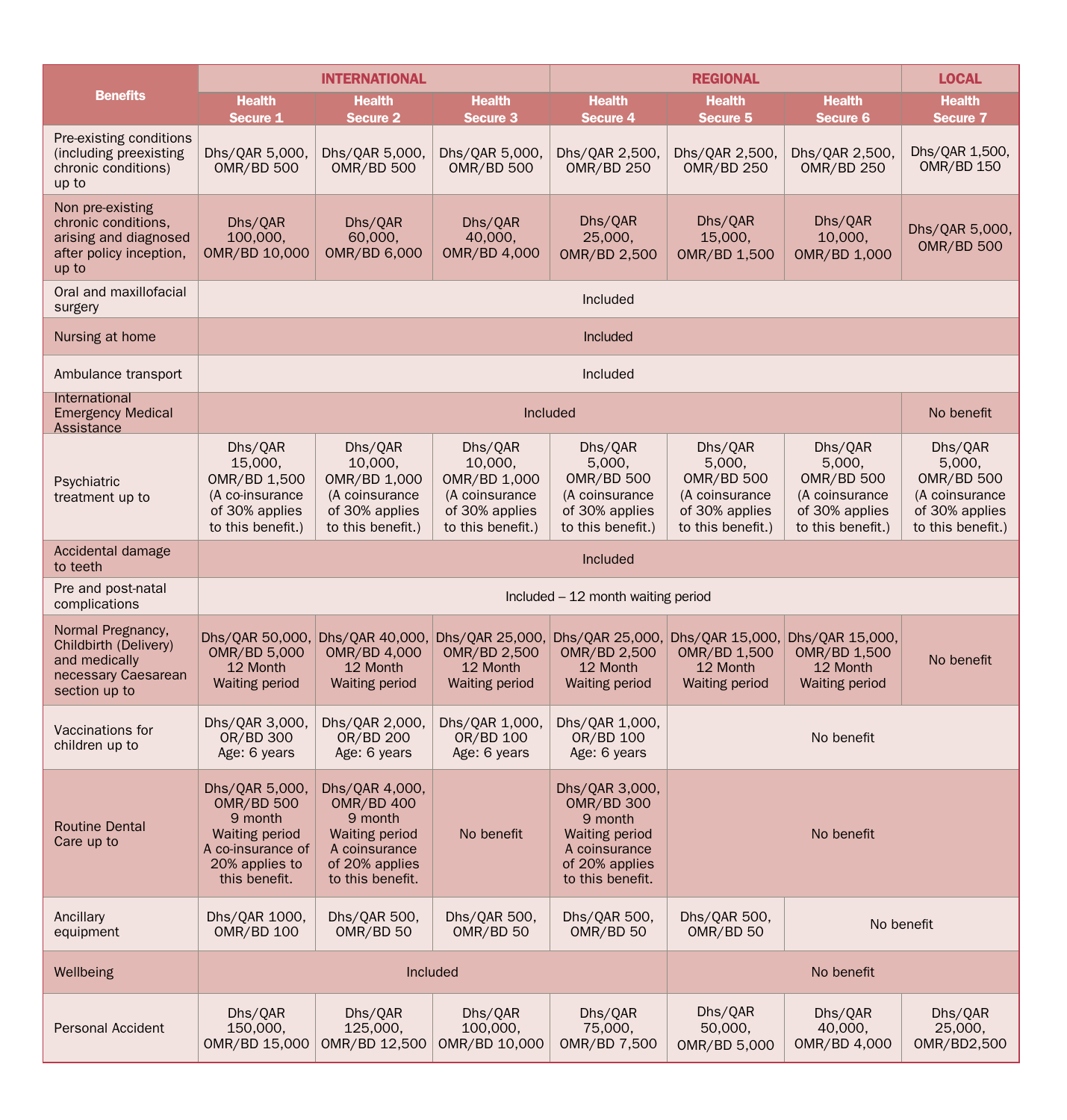| Benefits | INTERNATIONAL | | | REGIONAL | | | LOCAL |
|---|---|---|---|---|---|---|---|
| | Health Secure 1 | Health Secure 2 | Health Secure 3 | Health Secure 4 | Health Secure 5 | Health Secure 6 | Health Secure 7 |
| Pre-existing conditions (including preexisting chronic conditions) up to | Dhs/QAR 5,000, OMR/BD 500 | Dhs/QAR 5,000, OMR/BD 500 | Dhs/QAR 5,000, OMR/BD 500 | Dhs/QAR 2,500, OMR/BD 250 | Dhs/QAR 2,500, OMR/BD 250 | Dhs/QAR 2,500, OMR/BD 250 | Dhs/QAR 1,500, OMR/BD 150 |
| Non pre-existing chronic conditions, arising and diagnosed after policy inception, up to | Dhs/QAR 100,000, OMR/BD 10,000 | Dhs/QAR 60,000, OMR/BD 6,000 | Dhs/QAR 40,000, OMR/BD 4,000 | Dhs/QAR 25,000, OMR/BD 2,500 | Dhs/QAR 15,000, OMR/BD 1,500 | Dhs/QAR 10,000, OMR/BD 1,000 | Dhs/QAR 5,000, OMR/BD 500 |
| Oral and maxillofacial surgery | Included | | | | | | |
| Nursing at home | Included | | | | | | |
| Ambulance transport | Included | | | | | | |
| International Emergency Medical Assistance | Included | | | | | | No benefit |
| Psychiatric treatment up to | Dhs/QAR 15,000, OMR/BD 1,500 (A co-insurance of 30% applies to this benefit.) | Dhs/QAR 10,000, OMR/BD 1,000 (A coinsurance of 30% applies to this benefit.) | Dhs/QAR 10,000, OMR/BD 1,000 (A coinsurance of 30% applies to this benefit.) | Dhs/QAR 5,000, OMR/BD 500 (A coinsurance of 30% applies to this benefit.) | Dhs/QAR 5,000, OMR/BD 500 (A coinsurance of 30% applies to this benefit.) | Dhs/QAR 5,000, OMR/BD 500 (A coinsurance of 30% applies to this benefit.) | Dhs/QAR 5,000, OMR/BD 500 (A coinsurance of 30% applies to this benefit.) |
| Accidental damage to teeth | Included | | | | | | |
| Pre and post-natal complications | Included – 12 month waiting period | | | | | | |
| Normal Pregnancy, Childbirth (Delivery) and medically necessary Caesarean section up to | Dhs/QAR 50,000, OMR/BD 5,000 12 Month Waiting period | Dhs/QAR 40,000, OMR/BD 4,000 12 Month Waiting period | Dhs/QAR 25,000, OMR/BD 2,500 12 Month Waiting period | Dhs/QAR 25,000, OMR/BD 2,500 12 Month Waiting period | Dhs/QAR 15,000, OMR/BD 1,500 12 Month Waiting period | Dhs/QAR 15,000, OMR/BD 1,500 12 Month Waiting period | No benefit |
| Vaccinations for children up to | Dhs/QAR 3,000, OR/BD 300 Age: 6 years | Dhs/QAR 2,000, OR/BD 200 Age: 6 years | Dhs/QAR 1,000, OR/BD 100 Age: 6 years | Dhs/QAR 1,000, OR/BD 100 Age: 6 years | No benefit | | |
| Routine Dental Care up to | Dhs/QAR 5,000, OMR/BD 500 9 month Waiting period A co-insurance of 20% applies to this benefit. | Dhs/QAR 4,000, OMR/BD 400 9 month Waiting period A coinsurance of 20% applies to this benefit. | No benefit | Dhs/QAR 3,000, OMR/BD 300 9 month Waiting period A coinsurance of 20% applies to this benefit. | No benefit | | |
| Ancillary equipment | Dhs/QAR 1000, OMR/BD 100 | Dhs/QAR 500, OMR/BD 50 | Dhs/QAR 500, OMR/BD 50 | Dhs/QAR 500, OMR/BD 50 | Dhs/QAR 500, OMR/BD 50 | No benefit | |
| Wellbeing | Included | | | | No benefit | | |
| Personal Accident | Dhs/QAR 150,000, OMR/BD 15,000 | Dhs/QAR 125,000, OMR/BD 12,500 | Dhs/QAR 100,000, OMR/BD 10,000 | Dhs/QAR 75,000, OMR/BD 7,500 | Dhs/QAR 50,000, OMR/BD 5,000 | Dhs/QAR 40,000, OMR/BD 4,000 | Dhs/QAR 25,000, OMR/BD2,500 |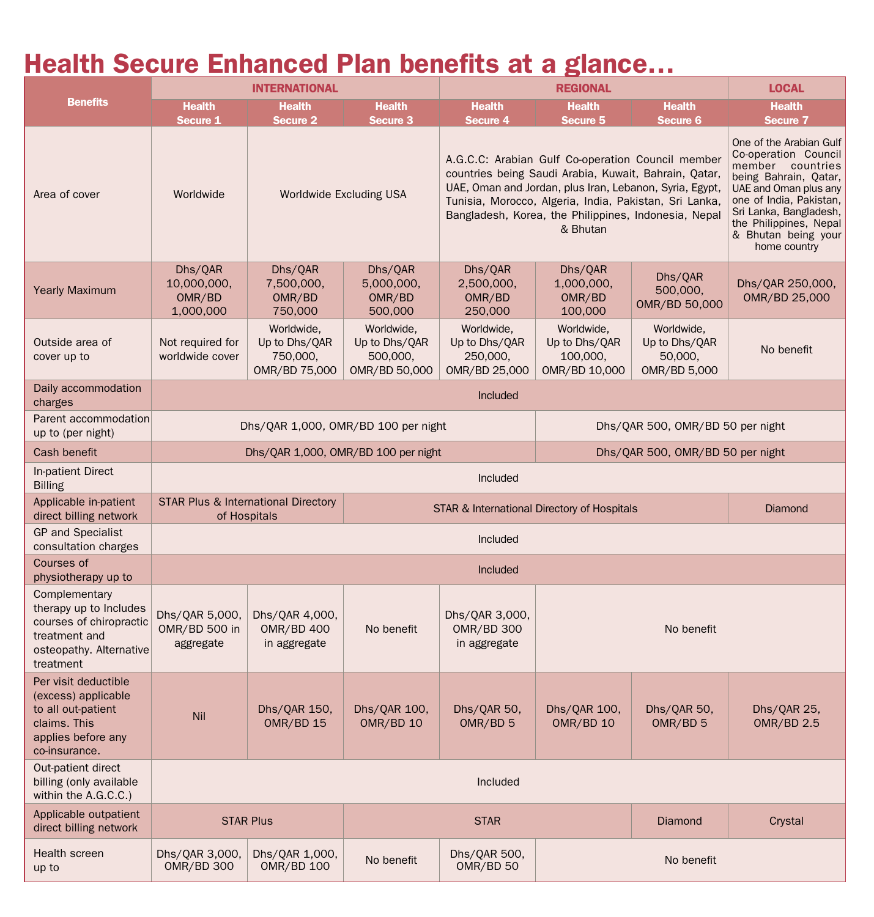# Health Secure Enhanced Plan benefits at a glance…

| Benefits | INTERNATIONAL | | | REGIONAL | | | LOCAL |
|---|---|---|---|---|---|---|---|
| | Health Secure 1 | Health Secure 2 | Health Secure 3 | Health Secure 4 | Health Secure 5 | Health Secure 6 | Health Secure 7 |
| Area of cover | Worldwide | Worldwide Excluding USA | | A.G.C.C: Arabian Gulf Co-operation Council member countries being Saudi Arabia, Kuwait, Bahrain, Qatar, UAE, Oman and Jordan, plus Iran, Lebanon, Syria, Egypt, Tunisia, Morocco, Algeria, India, Pakistan, Sri Lanka, Bangladesh, Korea, the Philippines, Indonesia, Nepal & Bhutan | | | One of the Arabian Gulf Co-operation Council member countries being Bahrain, Qatar, UAE and Oman plus any one of India, Pakistan, Sri Lanka, Bangladesh, the Philippines, Nepal & Bhutan being your home country |
| Yearly Maximum | Dhs/QAR 10,000,000, OMR/BD 1,000,000 | Dhs/QAR 7,500,000, OMR/BD 750,000 | Dhs/QAR 5,000,000, OMR/BD 500,000 | Dhs/QAR 2,500,000, OMR/BD 250,000 | Dhs/QAR 1,000,000, OMR/BD 100,000 | Dhs/QAR 500,000, OMR/BD 50,000 | Dhs/QAR 250,000, OMR/BD 25,000 |
| Outside area of cover up to | Not required for worldwide cover | Worldwide, Up to Dhs/QAR 750,000, OMR/BD 75,000 | Worldwide, Up to Dhs/QAR 500,000, OMR/BD 50,000 | Worldwide, Up to Dhs/QAR 250,000, OMR/BD 25,000 | Worldwide, Up to Dhs/QAR 100,000, OMR/BD 10,000 | Worldwide, Up to Dhs/QAR 50,000, OMR/BD 5,000 | No benefit |
| Daily accommodation charges | Included | | | | | | |
| Parent accommodation up to (per night) | Dhs/QAR 1,000, OMR/BD 100 per night | | | | Dhs/QAR 500, OMR/BD 50 per night | | |
| Cash benefit | Dhs/QAR 1,000, OMR/BD 100 per night | | | | Dhs/QAR 500, OMR/BD 50 per night | | |
| In-patient Direct Billing | Included | | | | | | |
| Applicable in-patient direct billing network | STAR Plus & International Directory of Hospitals | | STAR & International Directory of Hospitals | | | | Diamond |
| GP and Specialist consultation charges | Included | | | | | | |
| Courses of physiotherapy up to | Included | | | | | | |
| Complementary therapy up to Includes courses of chiropractic treatment and osteopathy. Alternative treatment | Dhs/QAR 5,000, OMR/BD 500 in aggregate | Dhs/QAR 4,000, OMR/BD 400 in aggregate | No benefit | Dhs/QAR 3,000, OMR/BD 300 in aggregate | No benefit | | |
| Per visit deductible (excess) applicable to all out-patient claims. This applies before any co-insurance. | Nil | Dhs/QAR 150, OMR/BD 15 | Dhs/QAR 100, OMR/BD 10 | Dhs/QAR 50, OMR/BD 5 | Dhs/QAR 100, OMR/BD 10 | Dhs/QAR 50, OMR/BD 5 | Dhs/QAR 25, OMR/BD 2.5 |
| Out-patient direct billing (only available within the A.G.C.C.) | Included | | | | | | |
| Applicable outpatient direct billing network | STAR Plus | | STAR | | | Diamond | Crystal |
| Health screen up to | Dhs/QAR 3,000, OMR/BD 300 | Dhs/QAR 1,000, OMR/BD 100 | No benefit | Dhs/QAR 500, OMR/BD 50 | No benefit | | |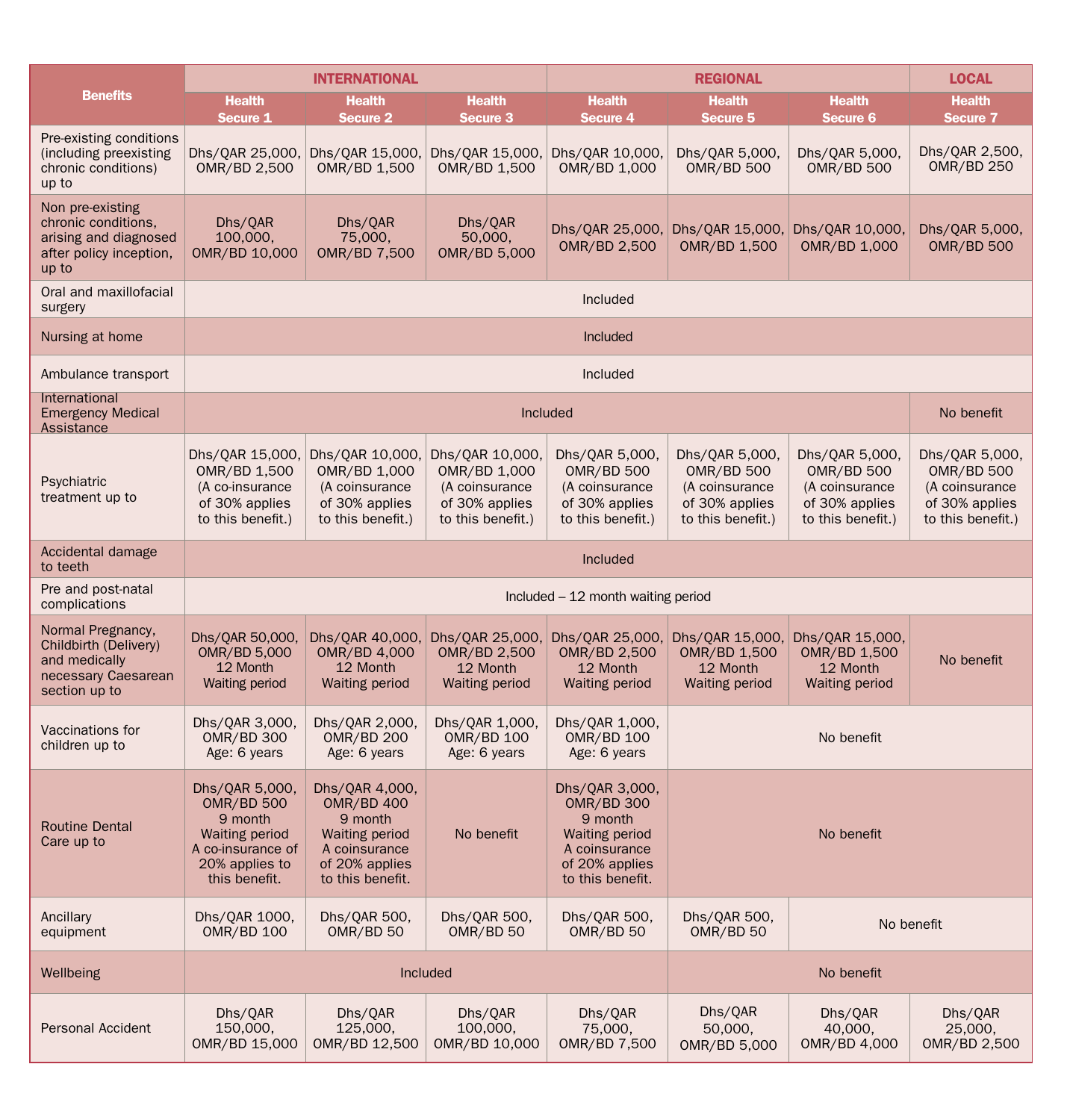| Benefits | INTERNATIONAL | | | REGIONAL | | | LOCAL |
|---|---|---|---|---|---|---|---|
| | Health Secure 1 | Health Secure 2 | Health Secure 3 | Health Secure 4 | Health Secure 5 | Health Secure 6 | Health Secure 7 |
| Pre-existing conditions (including preexisting chronic conditions) up to | Dhs/QAR 25,000, OMR/BD 2,500 | Dhs/QAR 15,000, OMR/BD 1,500 | Dhs/QAR 15,000, OMR/BD 1,500 | Dhs/QAR 10,000, OMR/BD 1,000 | Dhs/QAR 5,000, OMR/BD 500 | Dhs/QAR 5,000, OMR/BD 500 | Dhs/QAR 2,500, OMR/BD 250 |
| Non pre-existing chronic conditions, arising and diagnosed after policy inception, up to | Dhs/QAR 100,000, OMR/BD 10,000 | Dhs/QAR 75,000, OMR/BD 7,500 | Dhs/QAR 50,000, OMR/BD 5,000 | Dhs/QAR 25,000, OMR/BD 2,500 | Dhs/QAR 15,000, OMR/BD 1,500 | Dhs/QAR 10,000, OMR/BD 1,000 | Dhs/QAR 5,000, OMR/BD 500 |
| Oral and maxillofacial surgery | Included | | | | | | |
| Nursing at home | Included | | | | | | |
| Ambulance transport | Included | | | | | | |
| International Emergency Medical Assistance | Included | | | | | | No benefit |
| Psychiatric treatment up to | Dhs/QAR 15,000, OMR/BD 1,500 (A co-insurance of 30% applies to this benefit.) | Dhs/QAR 10,000, OMR/BD 1,000 (A coinsurance of 30% applies to this benefit.) | Dhs/QAR 10,000, OMR/BD 1,000 (A coinsurance of 30% applies to this benefit.) | Dhs/QAR 5,000, OMR/BD 500 (A coinsurance of 30% applies to this benefit.) | Dhs/QAR 5,000, OMR/BD 500 (A coinsurance of 30% applies to this benefit.) | Dhs/QAR 5,000, OMR/BD 500 (A coinsurance of 30% applies to this benefit.) | Dhs/QAR 5,000, OMR/BD 500 (A coinsurance of 30% applies to this benefit.) |
| Accidental damage to teeth | Included | | | | | | |
| Pre and post-natal complications | Included – 12 month waiting period | | | | | | |
| Normal Pregnancy, Childbirth (Delivery) and medically necessary Caesarean section up to | Dhs/QAR 50,000, OMR/BD 5,000 12 Month Waiting period | Dhs/QAR 40,000, OMR/BD 4,000 12 Month Waiting period | Dhs/QAR 25,000, OMR/BD 2,500 12 Month Waiting period | Dhs/QAR 25,000, OMR/BD 2,500 12 Month Waiting period | Dhs/QAR 15,000, OMR/BD 1,500 12 Month Waiting period | Dhs/QAR 15,000, OMR/BD 1,500 12 Month Waiting period | No benefit |
| Vaccinations for children up to | Dhs/QAR 3,000, OMR/BD 300 Age: 6 years | Dhs/QAR 2,000, OMR/BD 200 Age: 6 years | Dhs/QAR 1,000, OMR/BD 100 Age: 6 years | Dhs/QAR 1,000, OMR/BD 100 Age: 6 years | No benefit | | |
| Routine Dental Care up to | Dhs/QAR 5,000, OMR/BD 500 9 month Waiting period A co-insurance of 20% applies to this benefit. | Dhs/QAR 4,000, OMR/BD 400 9 month Waiting period A coinsurance of 20% applies to this benefit. | No benefit | Dhs/QAR 3,000, OMR/BD 300 9 month Waiting period A coinsurance of 20% applies to this benefit. | No benefit | | |
| Ancillary equipment | Dhs/QAR 1000, OMR/BD 100 | Dhs/QAR 500, OMR/BD 50 | Dhs/QAR 500, OMR/BD 50 | Dhs/QAR 500, OMR/BD 50 | Dhs/QAR 500, OMR/BD 50 | No benefit | |
| Wellbeing | Included | | | | No benefit | | |
| Personal Accident | Dhs/QAR 150,000, OMR/BD 15,000 | Dhs/QAR 125,000, OMR/BD 12,500 | Dhs/QAR 100,000, OMR/BD 10,000 | Dhs/QAR 75,000, OMR/BD 7,500 | Dhs/QAR 50,000, OMR/BD 5,000 | Dhs/QAR 40,000, OMR/BD 4,000 | Dhs/QAR 25,000, OMR/BD 2,500 |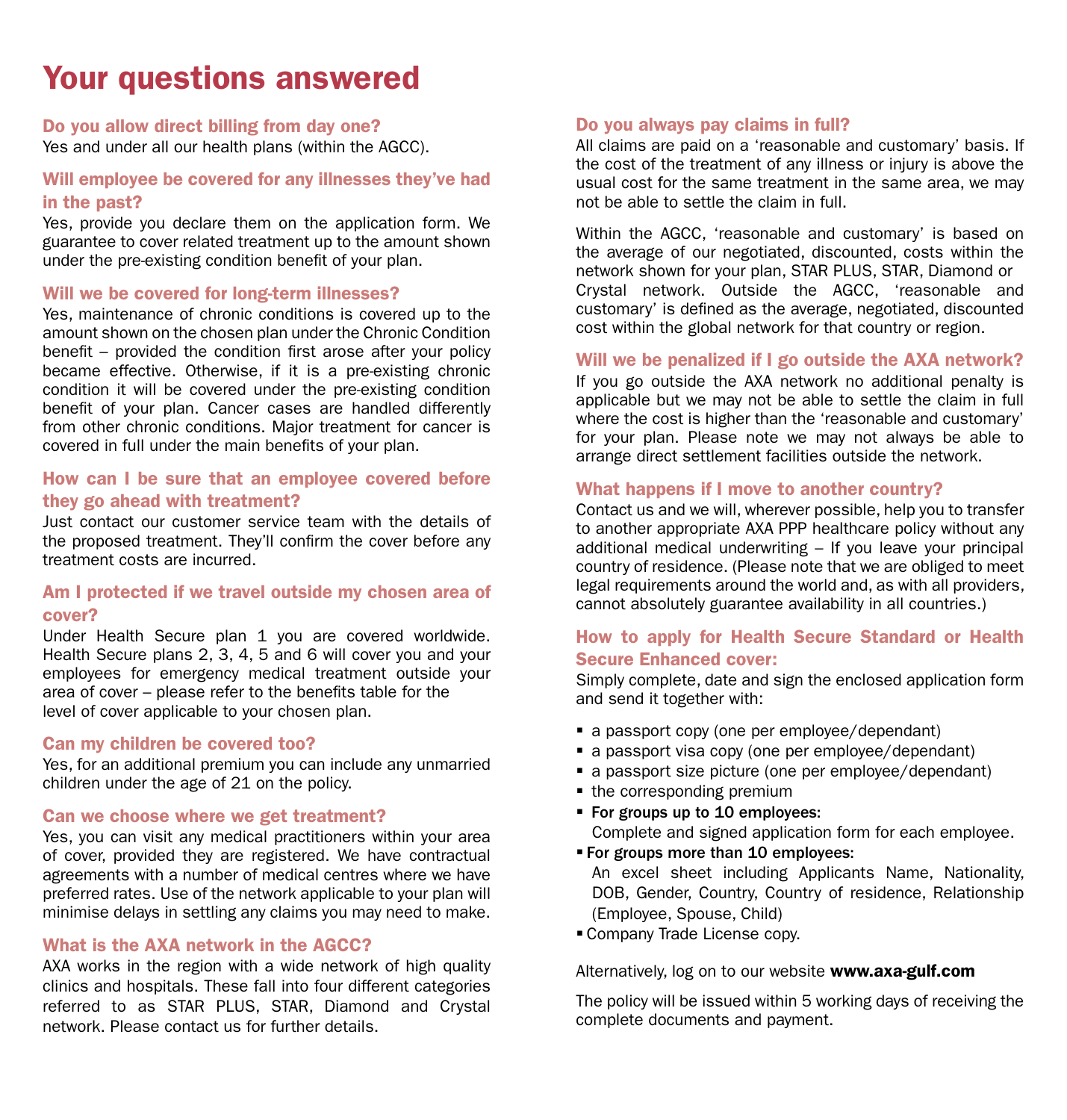# Your questions answered

### Do you allow direct billing from day one?

Yes and under all our health plans (within the AGCC).

### Will employee be covered for any illnesses they've had in the past?

Yes, provide you declare them on the application form. We guarantee to cover related treatment up to the amount shown under the pre-existing condition benefit of your plan.

### Will we be covered for long-term illnesses?

Yes, maintenance of chronic conditions is covered up to the amount shown on the chosen plan under the Chronic Condition benefit – provided the condition first arose after your policy became effective. Otherwise, if it is a pre-existing chronic condition it will be covered under the pre-existing condition benefit of your plan. Cancer cases are handled differently from other chronic conditions. Major treatment for cancer is covered in full under the main benefits of your plan.

### How can I be sure that an employee covered before they go ahead with treatment?

Just contact our customer service team with the details of the proposed treatment. They'll confirm the cover before any treatment costs are incurred.

### Am I protected if we travel outside my chosen area of cover?

Under Health Secure plan 1 you are covered worldwide. Health Secure plans 2, 3, 4, 5 and 6 will cover you and your employees for emergency medical treatment outside your area of cover – please refer to the benefits table for the level of cover applicable to your chosen plan.

### Can my children be covered too?

Yes, for an additional premium you can include any unmarried children under the age of 21 on the policy.

### Can we choose where we get treatment?

Yes, you can visit any medical practitioners within your area of cover, provided they are registered. We have contractual agreements with a number of medical centres where we have preferred rates. Use of the network applicable to your plan will minimise delays in settling any claims you may need to make.

### What is the AXA network in the AGCC?

AXA works in the region with a wide network of high quality clinics and hospitals. These fall into four different categories referred to as STAR PLUS, STAR, Diamond and Crystal network. Please contact us for further details.

### Do you always pay claims in full?

All claims are paid on a 'reasonable and customary' basis. If the cost of the treatment of any illness or injury is above the usual cost for the same treatment in the same area, we may not be able to settle the claim in full.

Within the AGCC, 'reasonable and customary' is based on the average of our negotiated, discounted, costs within the network shown for your plan, STAR PLUS, STAR, Diamond or Crystal network. Outside the AGCC, 'reasonable and customary' is defined as the average, negotiated, discounted cost within the global network for that country or region.

### Will we be penalized if I go outside the AXA network?

If you go outside the AXA network no additional penalty is applicable but we may not be able to settle the claim in full where the cost is higher than the 'reasonable and customary' for your plan. Please note we may not always be able to arrange direct settlement facilities outside the network.

### What happens if I move to another country?

Contact us and we will, wherever possible, help you to transfer to another appropriate AXA PPP healthcare policy without any additional medical underwriting – If you leave your principal country of residence. (Please note that we are obliged to meet legal requirements around the world and, as with all providers, cannot absolutely guarantee availability in all countries.)

### How to apply for Health Secure Standard or Health Secure Enhanced cover:

Simply complete, date and sign the enclosed application form and send it together with:

- a passport copy (one per employee/dependant)
- a passport visa copy (one per employee/dependant)
- a passport size picture (one per employee/dependant)
- the corresponding premium
- **For groups up to 10 employees:** Complete and signed application form for each employee.
- **For groups more than 10 employees:** An excel sheet including Applicants Name, Nationality, DOB, Gender, Country, Country of residence, Relationship (Employee, Spouse, Child)
- Company Trade License copy.

Alternatively, log on to our website **www.axa-gulf.com**

The policy will be issued within 5 working days of receiving the complete documents and payment.